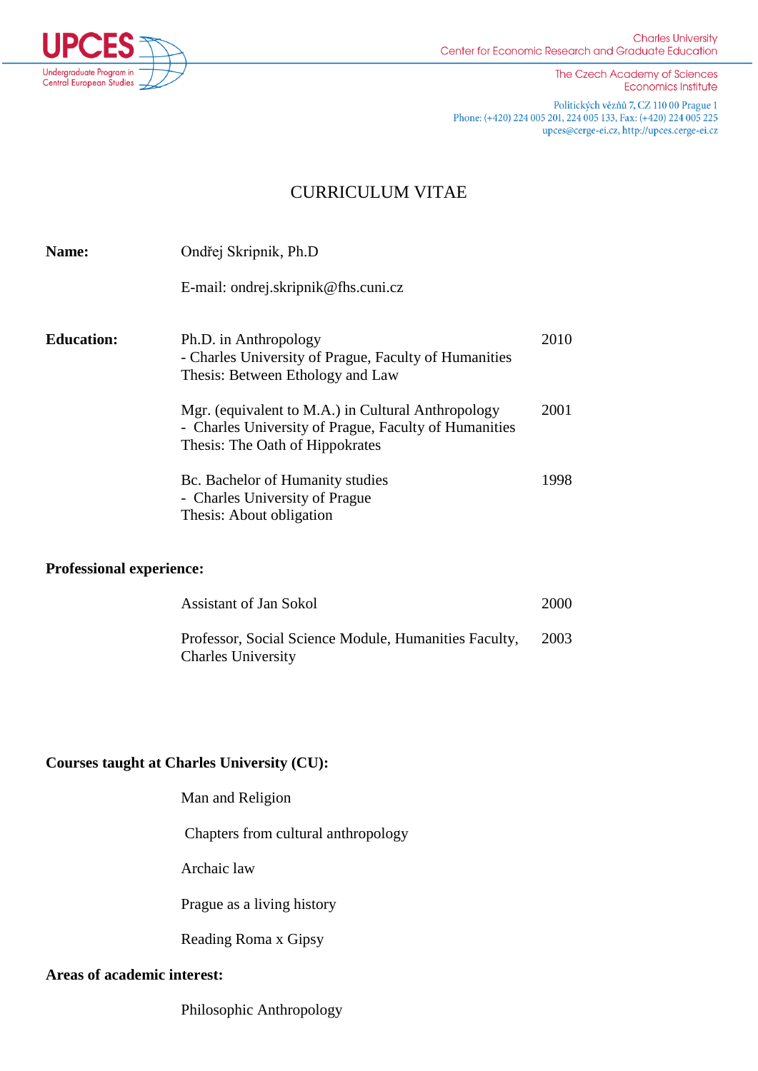UPCES
Undergraduate Program in Central European Studies

Charles University
Center for Economic Research and Graduate Education

The Czech Academy of Sciences
Economics Institute

Politických vězňů 7, CZ 110 00 Prague 1
Phone: (+420) 224 005 201, 224 005 133, Fax: (+420) 224 005 225
upces@cerge-ei.cz, http://upces.cerge-ei.cz

# CURRICULUM VITAE

**Name:** Ondřej Skripnik, Ph.D

E-mail: ondrej.skripnik@fhs.cuni.cz

**Education:**

Ph.D. in Anthropology — 2010
- Charles University of Prague, Faculty of Humanities
Thesis: Between Ethology and Law

Mgr. (equivalent to M.A.) in Cultural Anthropology — 2001
- Charles University of Prague, Faculty of Humanities
Thesis: The Oath of Hippokrates

Bc. Bachelor of Humanity studies — 1998
- Charles University of Prague
Thesis: About obligation

**Professional experience:**

Assistant of Jan Sokol — 2000

Professor, Social Science Module, Humanities Faculty, Charles University — 2003

**Courses taught at Charles University (CU):**

Man and Religion

Chapters from cultural anthropology

Archaic law

Prague as a living history

Reading Roma x Gipsy

**Areas of academic interest:**

Philosophic Anthropology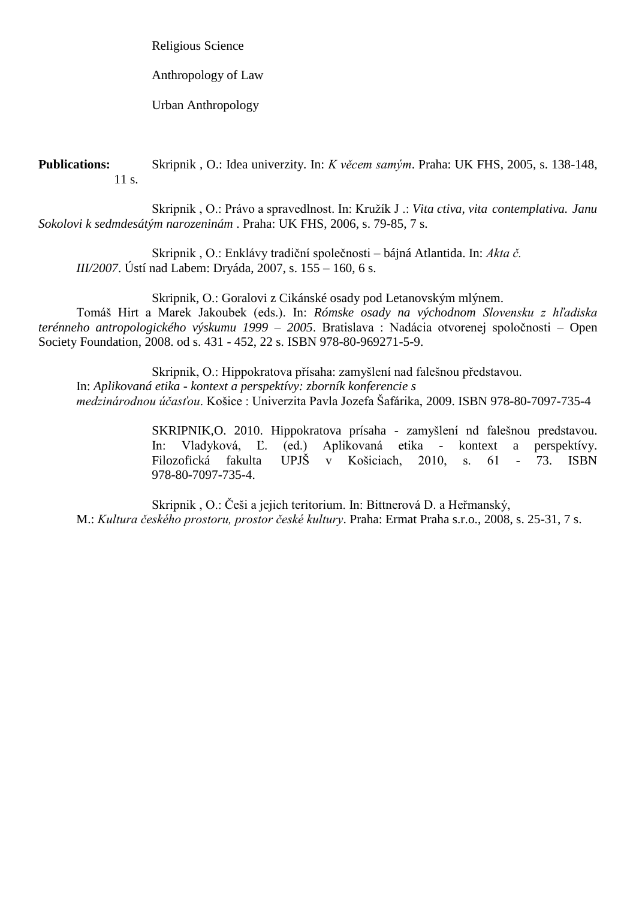Religious Science

Anthropology of Law

Urban Anthropology

**Publications:** Skripnik , O.: Idea univerzity. In: *K věcem samým*. Praha: UK FHS, 2005, s. 138-148, 11 s.

Skripnik , O.: Právo a spravedlnost. In: Kružík J .: *Vita ctiva, vita contemplativa. Janu Sokolovi k sedmdesátým narozeninám* . Praha: UK FHS, 2006, s. 79-85, 7 s.

Skripnik , O.: Enklávy tradiční společnosti – bájná Atlantida. In: *Akta č. III/2007*. Ústí nad Labem: Dryáda, 2007, s. 155 – 160, 6 s.

Skripnik, O.: Goralovi z Cikánské osady pod Letanovským mlýnem. Tomáš Hirt a Marek Jakoubek (eds.). In: *Rómske osady na východnom Slovensku z hľadiska terénneho antropologického výskumu 1999 – 2005*. Bratislava : Nadácia otvorenej spoločnosti – Open Society Foundation, 2008. od s. 431 - 452, 22 s. ISBN 978-80-969271-5-9.

Skripnik, O.: Hippokratova přísaha: zamyšlení nad falešnou představou. In: *Aplikovaná etika - kontext a perspektívy: zborník konferencie s medzinárodnou účasťou*. Košice : Univerzita Pavla Jozefa Šafárika, 2009. ISBN 978-80-7097-735-4

SKRIPNIK,O. 2010. Hippokratova prísaha - zamyšlení nd falešnou predstavou. In: Vladyková, Ľ. (ed.) Aplikovaná etika - kontext a perspektívy. Filozofická fakulta UPJŠ v Košiciach, 2010, s. 61 - 73. ISBN 978-80-7097-735-4.

Skripnik , O.: Češi a jejich teritorium. In: Bittnerová D. a Heřmanský, M.: *Kultura českého prostoru, prostor české kultury*. Praha: Ermat Praha s.r.o., 2008, s. 25-31, 7 s.